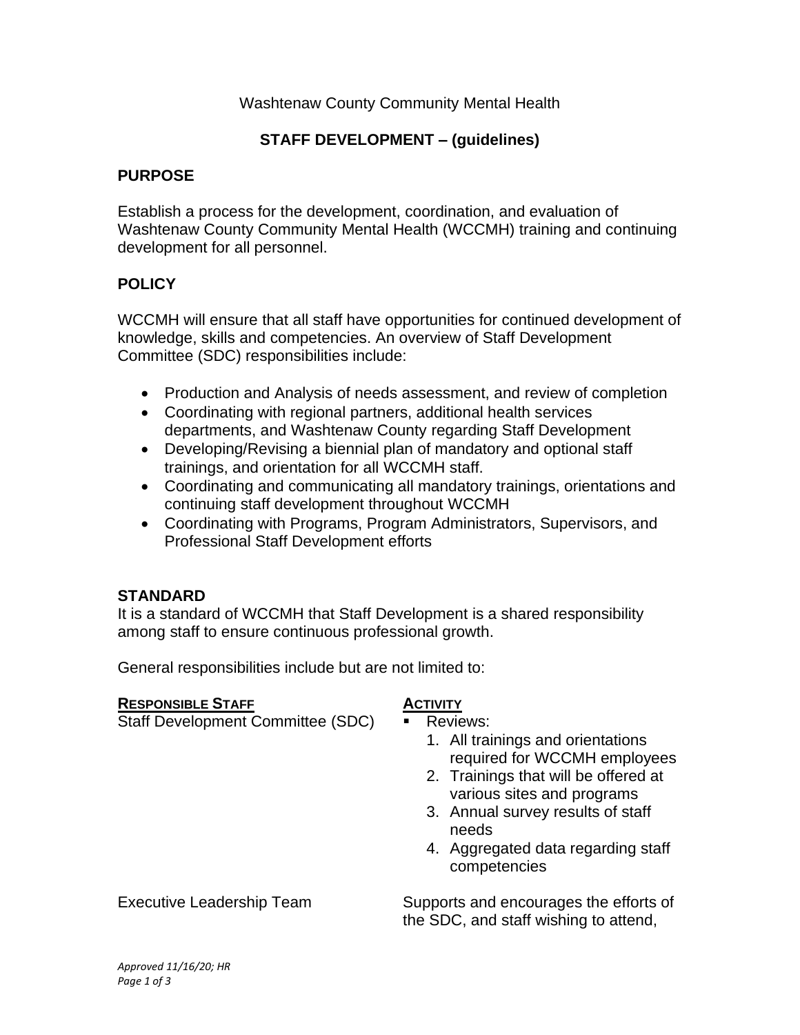Washtenaw County Community Mental Health

# STAFF DEVELOPMENT – (guidelines)

## PURPOSE

Establish a process for the development, coordination, and evaluation of Washtenaw County Community Mental Health (WCCMH) training and continuing development for all personnel.

## POLICY

WCCMH will ensure that all staff have opportunities for continued development of knowledge, skills and competencies. An overview of Staff Development Committee (SDC) responsibilities include:

- Production and Analysis of needs assessment, and review of completion
- Coordinating with regional partners, additional health services departments, and Washtenaw County regarding Staff Development
- Developing/Revising a biennial plan of mandatory and optional staff trainings, and orientation for all WCCMH staff.
- Coordinating and communicating all mandatory trainings, orientations and continuing staff development throughout WCCMH
- Coordinating with Programs, Program Administrators, Supervisors, and Professional Staff Development efforts

## STANDARD

It is a standard of WCCMH that Staff Development is a shared responsibility among staff to ensure continuous professional growth.

General responsibilities include but are not limited to:

| RESPONSIBLE STAFF | ACTIVITY |
| --- | --- |
| Staff Development Committee (SDC) | ▪ Reviews:<br>1. All trainings and orientations required for WCCMH employees<br>2. Trainings that will be offered at various sites and programs<br>3. Annual survey results of staff needs<br>4. Aggregated data regarding staff competencies |
| Executive Leadership Team | Supports and encourages the efforts of the SDC, and staff wishing to attend, |

*Approved 11/16/20; HR*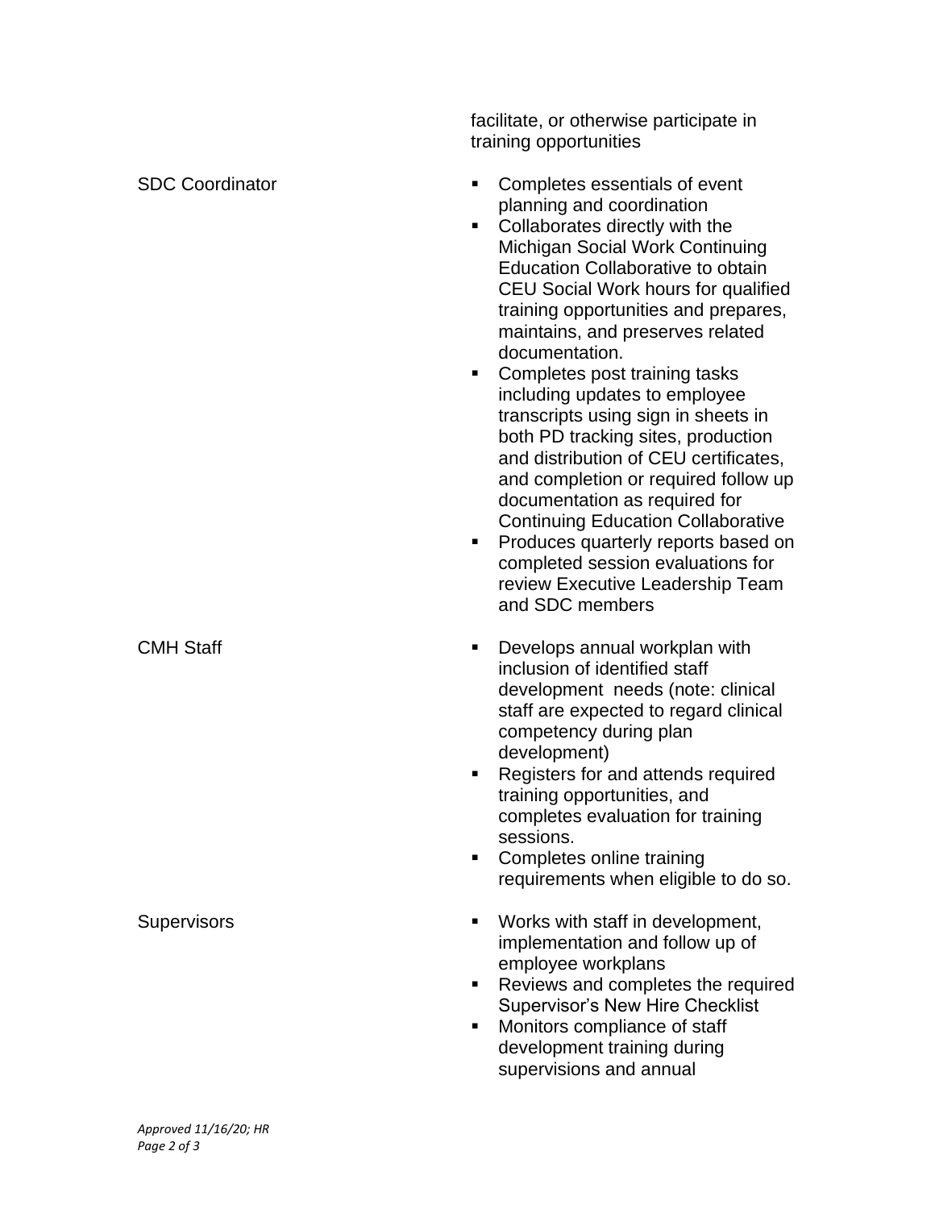| | |
|---|---|
| | facilitate, or otherwise participate in training opportunities |
| SDC Coordinator | ▪ Completes essentials of event planning and coordination<br>▪ Collaborates directly with the Michigan Social Work Continuing Education Collaborative to obtain CEU Social Work hours for qualified training opportunities and prepares, maintains, and preserves related documentation.<br>▪ Completes post training tasks including updates to employee transcripts using sign in sheets in both PD tracking sites, production and distribution of CEU certificates, and completion or required follow up documentation as required for Continuing Education Collaborative<br>▪ Produces quarterly reports based on completed session evaluations for review Executive Leadership Team and SDC members |
| CMH Staff | ▪ Develops annual workplan with inclusion of identified staff development needs (note: clinical staff are expected to regard clinical competency during plan development)<br>▪ Registers for and attends required training opportunities, and completes evaluation for training sessions.<br>▪ Completes online training requirements when eligible to do so. |
| Supervisors | ▪ Works with staff in development, implementation and follow up of employee workplans<br>▪ Reviews and completes the required Supervisor's New Hire Checklist<br>▪ Monitors compliance of staff development training during supervisions and annual |

*Approved 11/16/20; HR*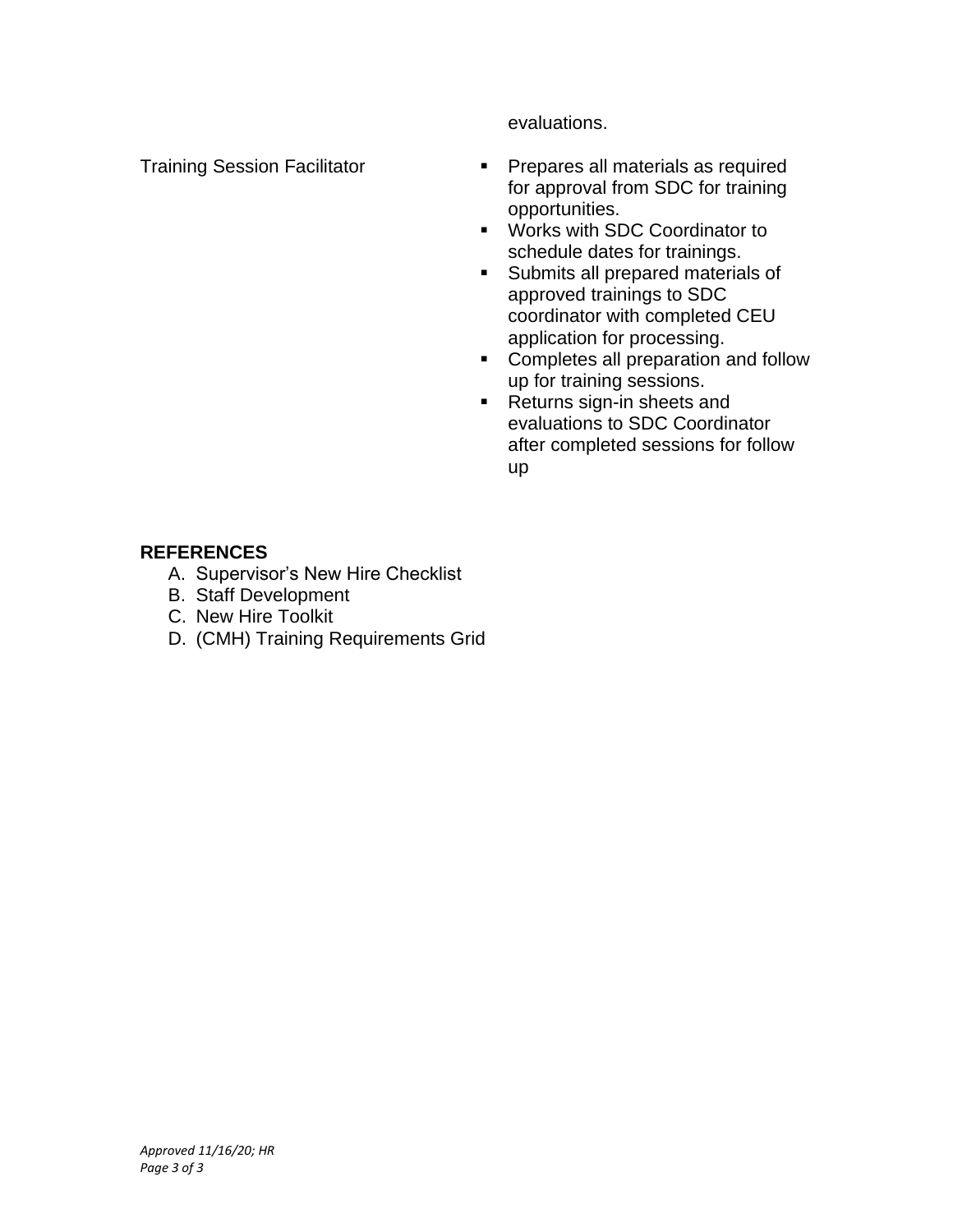evaluations.

| | |
|---|---|
| Training Session Facilitator | ▪ Prepares all materials as required for approval from SDC for training opportunities.<br>▪ Works with SDC Coordinator to schedule dates for trainings.<br>▪ Submits all prepared materials of approved trainings to SDC coordinator with completed CEU application for processing.<br>▪ Completes all preparation and follow up for training sessions.<br>▪ Returns sign-in sheets and evaluations to SDC Coordinator after completed sessions for follow up |

**REFERENCES**

A. Supervisor's New Hire Checklist
B. Staff Development
C. New Hire Toolkit
D. (CMH) Training Requirements Grid

*Approved 11/16/20; HR*